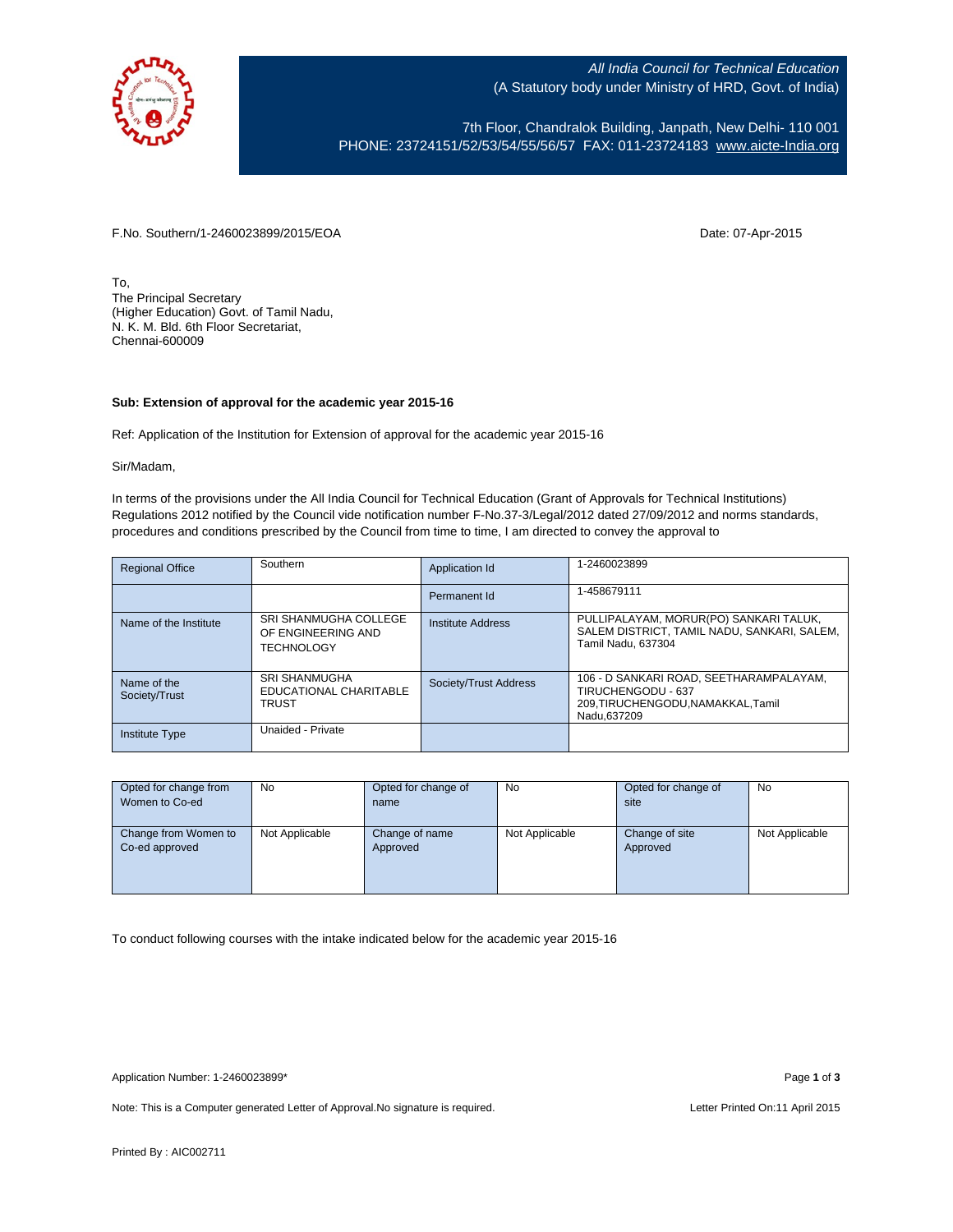*All India Council for Technical Education*
(A Statutory body under Ministry of HRD, Govt. of India)

7th Floor, Chandralok Building, Janpath, New Delhi- 110 001
PHONE: 23724151/52/53/54/55/56/57 FAX: 011-23724183 www.aicte-India.org

F.No. Southern/1-2460023899/2015/EOA

Date: 07-Apr-2015

To,
The Principal Secretary
(Higher Education) Govt. of Tamil Nadu,
N. K. M. Bld. 6th Floor Secretariat,
Chennai-600009

**Sub: Extension of approval for the academic year 2015-16**

Ref: Application of the Institution for Extension of approval for the academic year 2015-16

Sir/Madam,

In terms of the provisions under the All India Council for Technical Education (Grant of Approvals for Technical Institutions) Regulations 2012 notified by the Council vide notification number F-No.37-3/Legal/2012 dated 27/09/2012 and norms standards, procedures and conditions prescribed by the Council from time to time, I am directed to convey the approval to

| Regional Office | Southern | Application Id | 1-2460023899 |
|---|---|---|---|
| | | Permanent Id | 1-458679111 |
| Name of the Institute | SRI SHANMUGHA COLLEGE OF ENGINEERING AND TECHNOLOGY | Institute Address | PULLIPALAYAM, MORUR(PO) SANKARI TALUK, SALEM DISTRICT, TAMIL NADU, SANKARI, SALEM, Tamil Nadu, 637304 |
| Name of the Society/Trust | SRI SHANMUGHA EDUCATIONAL CHARITABLE TRUST | Society/Trust Address | 106 - D SANKARI ROAD, SEETHARAMPALAYAM, TIRUCHENGODU - 637 209,TIRUCHENGODU,NAMAKKAL,Tamil Nadu,637209 |
| Institute Type | Unaided - Private | | |

| Opted for change from Women to Co-ed | No | Opted for change of name | No | Opted for change of site | No |
|---|---|---|---|---|---|
| Change from Women to Co-ed approved | Not Applicable | Change of name Approved | Not Applicable | Change of site Approved | Not Applicable |

To conduct following courses with the intake indicated below for the academic year 2015-16

Application Number: 1-2460023899*

Note: This is a Computer generated Letter of Approval.No signature is required.

Letter Printed On:11 April 2015

Printed By : AIC002711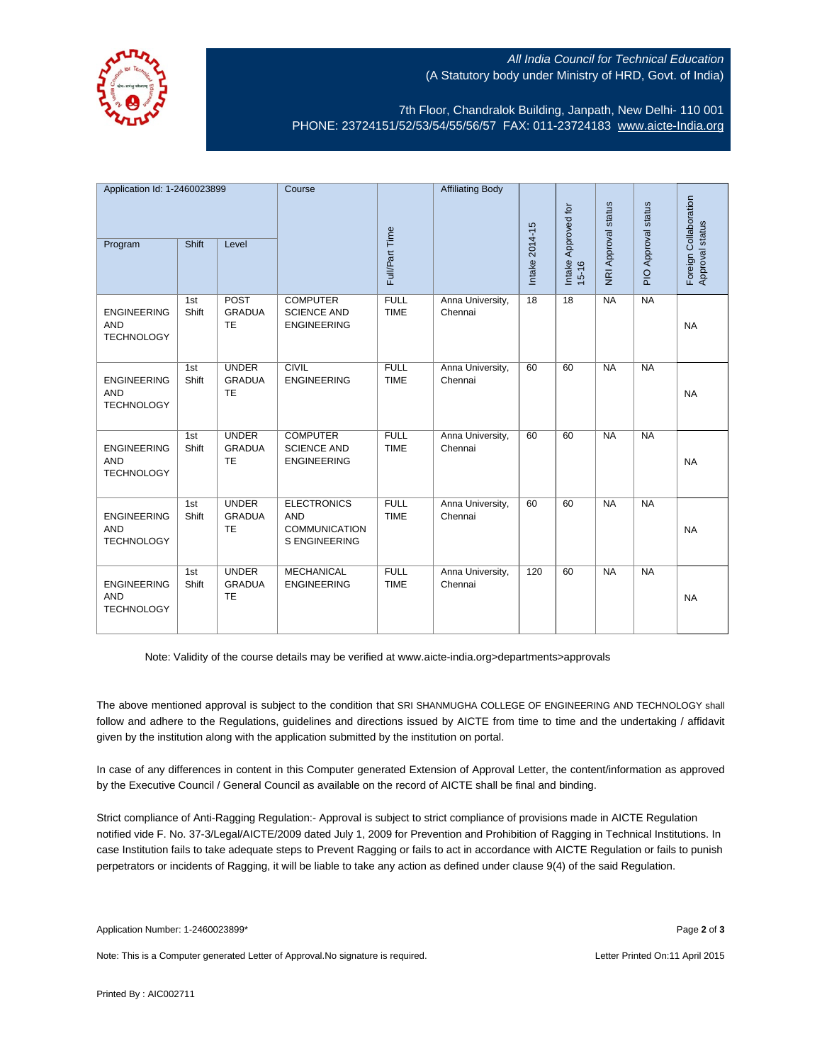All India Council for Technical Education
(A Statutory body under Ministry of HRD, Govt. of India)

7th Floor, Chandralok Building, Janpath, New Delhi- 110 001
PHONE: 23724151/52/53/54/55/56/57 FAX: 011-23724183 www.aicte-India.org

| Application Id: 1-2460023899 | | | Course | Full/Part Time | Affiliating Body | Intake 2014-15 | Intake Approved for 15-16 | NRI Approval status | PIO Approval status | Foreign Collaboration Approval status |
|---|---|---|---|---|---|---|---|---|---|---|
| Program | Shift | Level | | | | | | | | |
| ENGINEERING AND TECHNOLOGY | 1st Shift | POST GRADUATE | COMPUTER SCIENCE AND ENGINEERING | FULL TIME | Anna University, Chennai | 18 | 18 | NA | NA | NA |
| ENGINEERING AND TECHNOLOGY | 1st Shift | UNDER GRADUATE | CIVIL ENGINEERING | FULL TIME | Anna University, Chennai | 60 | 60 | NA | NA | NA |
| ENGINEERING AND TECHNOLOGY | 1st Shift | UNDER GRADUATE | COMPUTER SCIENCE AND ENGINEERING | FULL TIME | Anna University, Chennai | 60 | 60 | NA | NA | NA |
| ENGINEERING AND TECHNOLOGY | 1st Shift | UNDER GRADUATE | ELECTRONICS AND COMMUNICATIONS ENGINEERING | FULL TIME | Anna University, Chennai | 60 | 60 | NA | NA | NA |
| ENGINEERING AND TECHNOLOGY | 1st Shift | UNDER GRADUATE | MECHANICAL ENGINEERING | FULL TIME | Anna University, Chennai | 120 | 60 | NA | NA | NA |

Note: Validity of the course details may be verified at www.aicte-india.org>departments>approvals

The above mentioned approval is subject to the condition that SRI SHANMUGHA COLLEGE OF ENGINEERING AND TECHNOLOGY shall follow and adhere to the Regulations, guidelines and directions issued by AICTE from time to time and the undertaking / affidavit given by the institution along with the application submitted by the institution on portal.

In case of any differences in content in this Computer generated Extension of Approval Letter, the content/information as approved by the Executive Council / General Council as available on the record of AICTE shall be final and binding.

Strict compliance of Anti-Ragging Regulation:- Approval is subject to strict compliance of provisions made in AICTE Regulation notified vide F. No. 37-3/Legal/AICTE/2009 dated July 1, 2009 for Prevention and Prohibition of Ragging in Technical Institutions. In case Institution fails to take adequate steps to Prevent Ragging or fails to act in accordance with AICTE Regulation or fails to punish perpetrators or incidents of Ragging, it will be liable to take any action as defined under clause 9(4) of the said Regulation.

Application Number: 1-2460023899*

Note: This is a Computer generated Letter of Approval.No signature is required.

Letter Printed On:11 April 2015

Printed By : AIC002711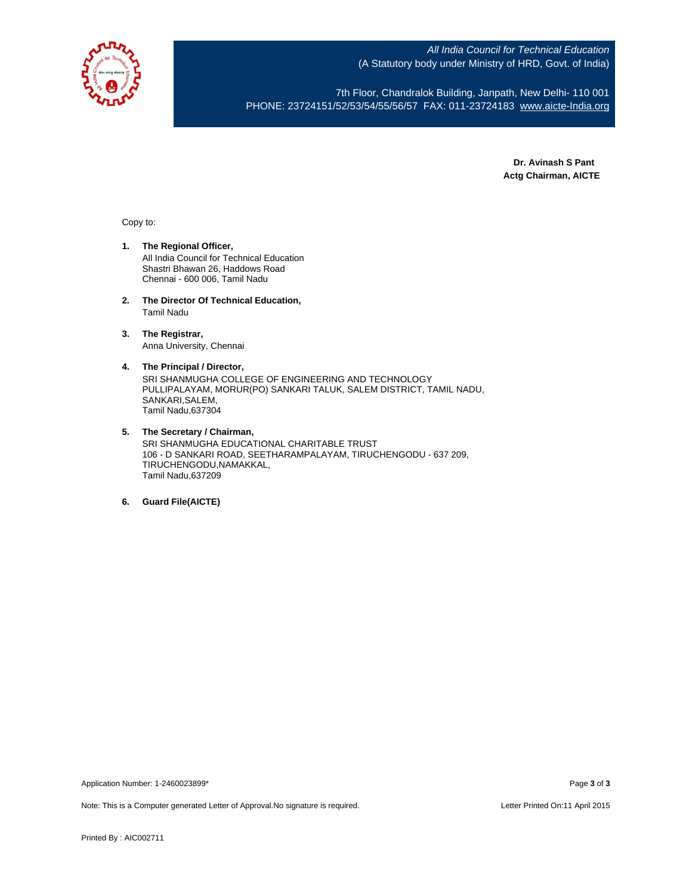All India Council for Technical Education
(A Statutory body under Ministry of HRD, Govt. of India)

7th Floor, Chandralok Building, Janpath, New Delhi- 110 001
PHONE: 23724151/52/53/54/55/56/57 FAX: 011-23724183 www.aicte-India.org

**Dr. Avinash S Pant**
**Actg Chairman, AICTE**

Copy to:

1. **The Regional Officer,**
   All India Council for Technical Education
   Shastri Bhawan 26, Haddows Road
   Chennai - 600 006, Tamil Nadu

2. **The Director Of Technical Education,**
   Tamil Nadu

3. **The Registrar,**
   Anna University, Chennai

4. **The Principal / Director,**
   SRI SHANMUGHA COLLEGE OF ENGINEERING AND TECHNOLOGY
   PULLIPALAYAM, MORUR(PO) SANKARI TALUK, SALEM DISTRICT, TAMIL NADU,
   SANKARI,SALEM,
   Tamil Nadu,637304

5. **The Secretary / Chairman,**
   SRI SHANMUGHA EDUCATIONAL CHARITABLE TRUST
   106 - D SANKARI ROAD, SEETHARAMPALAYAM, TIRUCHENGODU - 637 209,
   TIRUCHENGODU,NAMAKKAL,
   Tamil Nadu,637209

6. **Guard File(AICTE)**

Application Number: 1-2460023899*

Note: This is a Computer generated Letter of Approval.No signature is required.

Letter Printed On:11 April 2015

Printed By : AIC002711